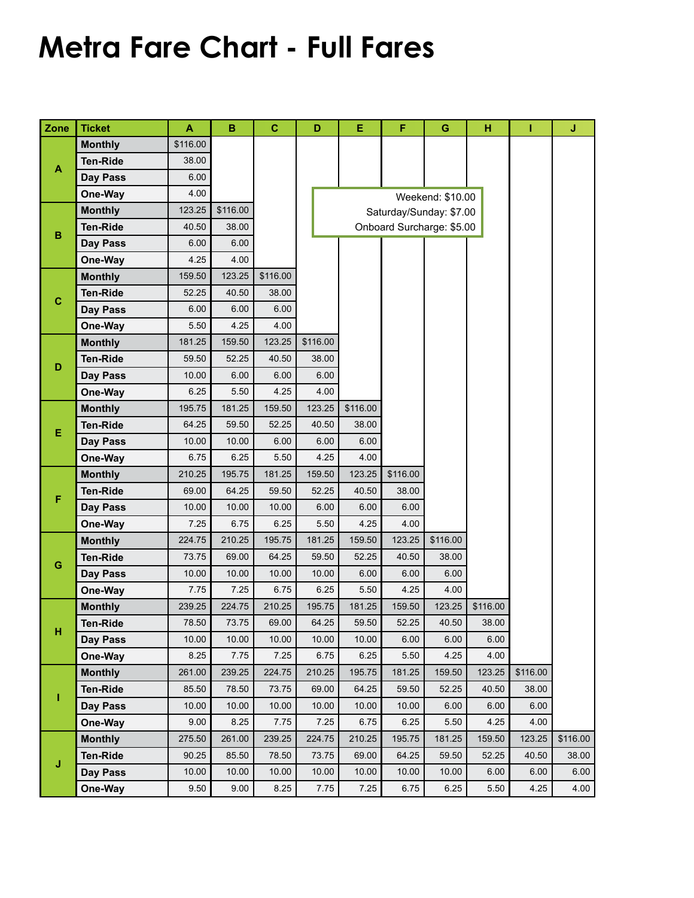# Metra Fare Chart - Full Fares

| Zone | Ticket | A | B | C | D | E | F | G | H | I | J |
|---|---|---|---|---|---|---|---|---|---|---|---|
| A | Monthly | $116.00 | | | | | | | | | |
| | Ten-Ride | 38.00 | | | | | | | | | |
| | Day Pass | 6.00 | | | | | | | | | |
| | One-Way | 4.00 | | | | | | | | | |
| B | Monthly | 123.25 | $116.00 | | | | | | | | |
| | Ten-Ride | 40.50 | 38.00 | | | | | | | | |
| | Day Pass | 6.00 | 6.00 | | | | | | | | |
| | One-Way | 4.25 | 4.00 | | | | | | | | |
| C | Monthly | 159.50 | 123.25 | $116.00 | | | | | | | |
| | Ten-Ride | 52.25 | 40.50 | 38.00 | | | | | | | |
| | Day Pass | 6.00 | 6.00 | 6.00 | | | | | | | |
| | One-Way | 5.50 | 4.25 | 4.00 | | | | | | | |
| D | Monthly | 181.25 | 159.50 | 123.25 | $116.00 | | | | | | |
| | Ten-Ride | 59.50 | 52.25 | 40.50 | 38.00 | | | | | | |
| | Day Pass | 10.00 | 6.00 | 6.00 | 6.00 | | | | | | |
| | One-Way | 6.25 | 5.50 | 4.25 | 4.00 | | | | | | |
| E | Monthly | 195.75 | 181.25 | 159.50 | 123.25 | $116.00 | | | | | |
| | Ten-Ride | 64.25 | 59.50 | 52.25 | 40.50 | 38.00 | | | | | |
| | Day Pass | 10.00 | 10.00 | 6.00 | 6.00 | 6.00 | | | | | |
| | One-Way | 6.75 | 6.25 | 5.50 | 4.25 | 4.00 | | | | | |
| F | Monthly | 210.25 | 195.75 | 181.25 | 159.50 | 123.25 | $116.00 | | | | |
| | Ten-Ride | 69.00 | 64.25 | 59.50 | 52.25 | 40.50 | 38.00 | | | | |
| | Day Pass | 10.00 | 10.00 | 10.00 | 6.00 | 6.00 | 6.00 | | | | |
| | One-Way | 7.25 | 6.75 | 6.25 | 5.50 | 4.25 | 4.00 | | | | |
| G | Monthly | 224.75 | 210.25 | 195.75 | 181.25 | 159.50 | 123.25 | $116.00 | | | |
| | Ten-Ride | 73.75 | 69.00 | 64.25 | 59.50 | 52.25 | 40.50 | 38.00 | | | |
| | Day Pass | 10.00 | 10.00 | 10.00 | 10.00 | 6.00 | 6.00 | 6.00 | | | |
| | One-Way | 7.75 | 7.25 | 6.75 | 6.25 | 5.50 | 4.25 | 4.00 | | | |
| H | Monthly | 239.25 | 224.75 | 210.25 | 195.75 | 181.25 | 159.50 | 123.25 | $116.00 | | |
| | Ten-Ride | 78.50 | 73.75 | 69.00 | 64.25 | 59.50 | 52.25 | 40.50 | 38.00 | | |
| | Day Pass | 10.00 | 10.00 | 10.00 | 10.00 | 10.00 | 6.00 | 6.00 | 6.00 | | |
| | One-Way | 8.25 | 7.75 | 7.25 | 6.75 | 6.25 | 5.50 | 4.25 | 4.00 | | |
| I | Monthly | 261.00 | 239.25 | 224.75 | 210.25 | 195.75 | 181.25 | 159.50 | 123.25 | $116.00 | |
| | Ten-Ride | 85.50 | 78.50 | 73.75 | 69.00 | 64.25 | 59.50 | 52.25 | 40.50 | 38.00 | |
| | Day Pass | 10.00 | 10.00 | 10.00 | 10.00 | 10.00 | 10.00 | 6.00 | 6.00 | 6.00 | |
| | One-Way | 9.00 | 8.25 | 7.75 | 7.25 | 6.75 | 6.25 | 5.50 | 4.25 | 4.00 | |
| J | Monthly | 275.50 | 261.00 | 239.25 | 224.75 | 210.25 | 195.75 | 181.25 | 159.50 | 123.25 | $116.00 |
| | Ten-Ride | 90.25 | 85.50 | 78.50 | 73.75 | 69.00 | 64.25 | 59.50 | 52.25 | 40.50 | 38.00 |
| | Day Pass | 10.00 | 10.00 | 10.00 | 10.00 | 10.00 | 10.00 | 10.00 | 6.00 | 6.00 | 6.00 |
| | One-Way | 9.50 | 9.00 | 8.25 | 7.75 | 7.25 | 6.75 | 6.25 | 5.50 | 4.25 | 4.00 |

Weekend: $10.00
Saturday/Sunday: $7.00
Onboard Surcharge: $5.00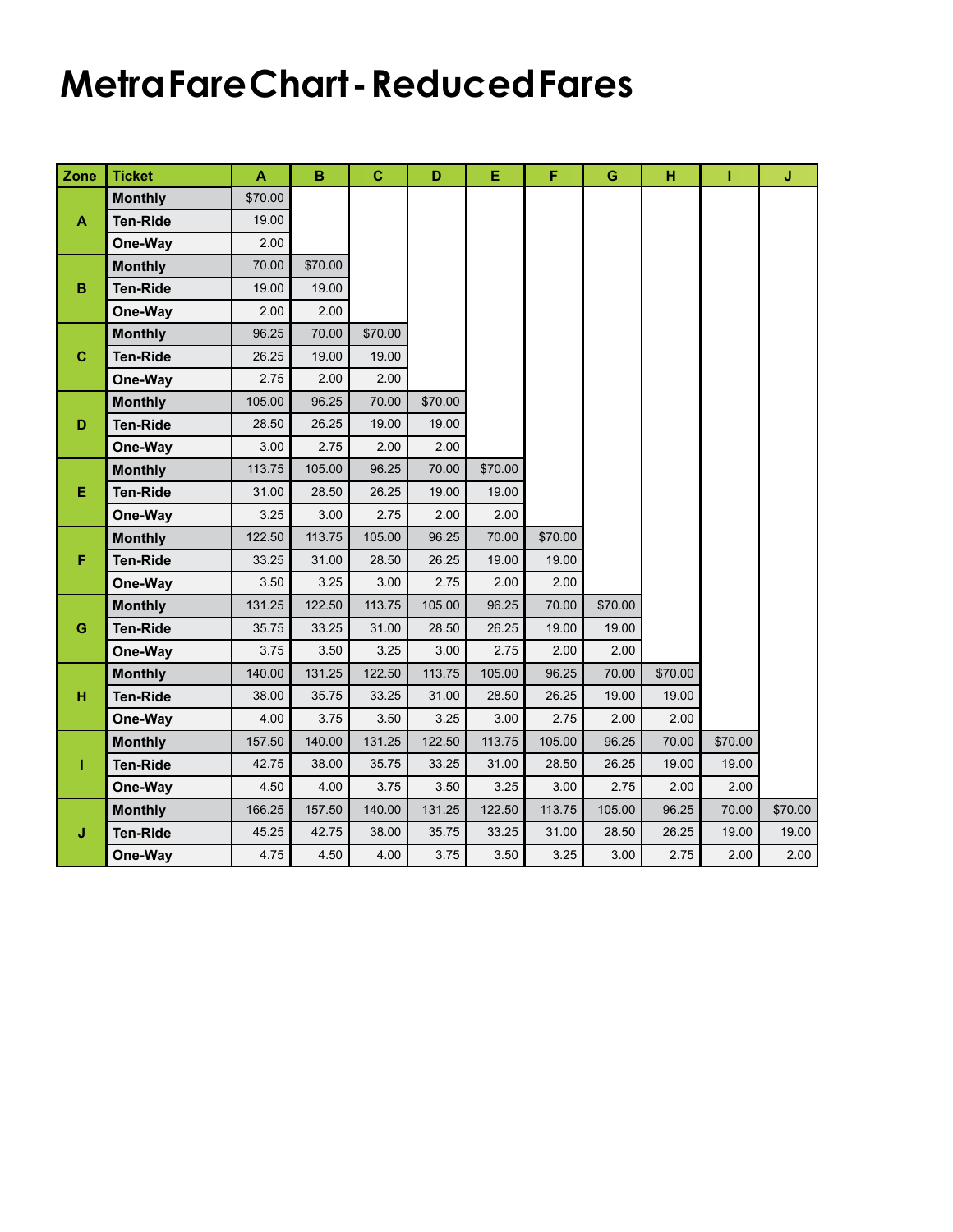# Metra Fare Chart - Reduced Fares

| Zone | Ticket | A | B | C | D | E | F | G | H | I | J |
|---|---|---|---|---|---|---|---|---|---|---|---|
| A | Monthly | $70.00 | | | | | | | | | |
| | Ten-Ride | 19.00 | | | | | | | | | |
| | One-Way | 2.00 | | | | | | | | | |
| B | Monthly | 70.00 | $70.00 | | | | | | | | |
| | Ten-Ride | 19.00 | 19.00 | | | | | | | | |
| | One-Way | 2.00 | 2.00 | | | | | | | | |
| C | Monthly | 96.25 | 70.00 | $70.00 | | | | | | | |
| | Ten-Ride | 26.25 | 19.00 | 19.00 | | | | | | | |
| | One-Way | 2.75 | 2.00 | 2.00 | | | | | | | |
| D | Monthly | 105.00 | 96.25 | 70.00 | $70.00 | | | | | | |
| | Ten-Ride | 28.50 | 26.25 | 19.00 | 19.00 | | | | | | |
| | One-Way | 3.00 | 2.75 | 2.00 | 2.00 | | | | | | |
| E | Monthly | 113.75 | 105.00 | 96.25 | 70.00 | $70.00 | | | | | |
| | Ten-Ride | 31.00 | 28.50 | 26.25 | 19.00 | 19.00 | | | | | |
| | One-Way | 3.25 | 3.00 | 2.75 | 2.00 | 2.00 | | | | | |
| F | Monthly | 122.50 | 113.75 | 105.00 | 96.25 | 70.00 | $70.00 | | | | |
| | Ten-Ride | 33.25 | 31.00 | 28.50 | 26.25 | 19.00 | 19.00 | | | | |
| | One-Way | 3.50 | 3.25 | 3.00 | 2.75 | 2.00 | 2.00 | | | | |
| G | Monthly | 131.25 | 122.50 | 113.75 | 105.00 | 96.25 | 70.00 | $70.00 | | | |
| | Ten-Ride | 35.75 | 33.25 | 31.00 | 28.50 | 26.25 | 19.00 | 19.00 | | | |
| | One-Way | 3.75 | 3.50 | 3.25 | 3.00 | 2.75 | 2.00 | 2.00 | | | |
| H | Monthly | 140.00 | 131.25 | 122.50 | 113.75 | 105.00 | 96.25 | 70.00 | $70.00 | | |
| | Ten-Ride | 38.00 | 35.75 | 33.25 | 31.00 | 28.50 | 26.25 | 19.00 | 19.00 | | |
| | One-Way | 4.00 | 3.75 | 3.50 | 3.25 | 3.00 | 2.75 | 2.00 | 2.00 | | |
| I | Monthly | 157.50 | 140.00 | 131.25 | 122.50 | 113.75 | 105.00 | 96.25 | 70.00 | $70.00 | |
| | Ten-Ride | 42.75 | 38.00 | 35.75 | 33.25 | 31.00 | 28.50 | 26.25 | 19.00 | 19.00 | |
| | One-Way | 4.50 | 4.00 | 3.75 | 3.50 | 3.25 | 3.00 | 2.75 | 2.00 | 2.00 | |
| J | Monthly | 166.25 | 157.50 | 140.00 | 131.25 | 122.50 | 113.75 | 105.00 | 96.25 | 70.00 | $70.00 |
| | Ten-Ride | 45.25 | 42.75 | 38.00 | 35.75 | 33.25 | 31.00 | 28.50 | 26.25 | 19.00 | 19.00 |
| | One-Way | 4.75 | 4.50 | 4.00 | 3.75 | 3.50 | 3.25 | 3.00 | 2.75 | 2.00 | 2.00 |